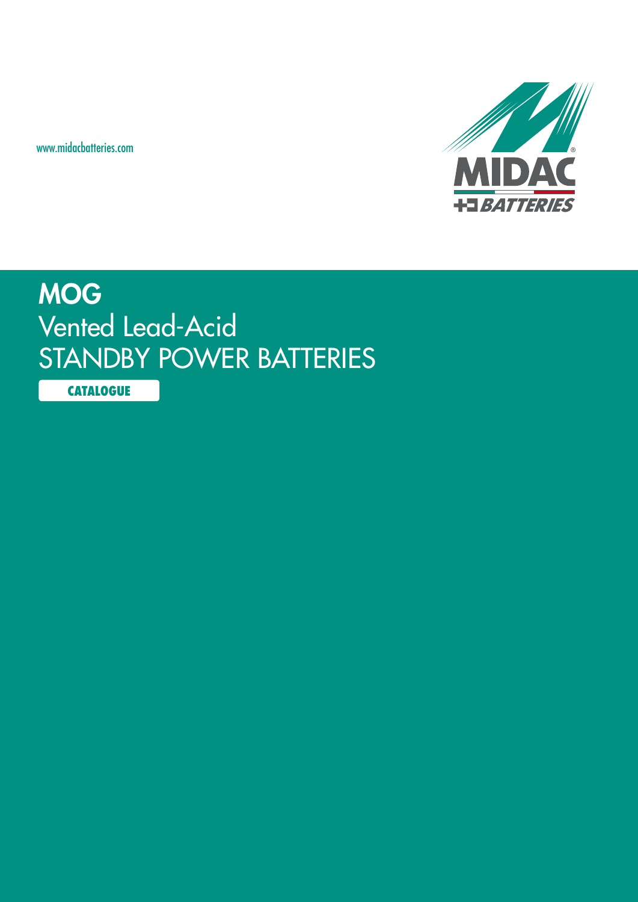www.midacbatteries.com

MIDAC BATTERIES

# MOG

## Vented Lead-Acid
## STANDBY POWER BATTERIES

CATALOGUE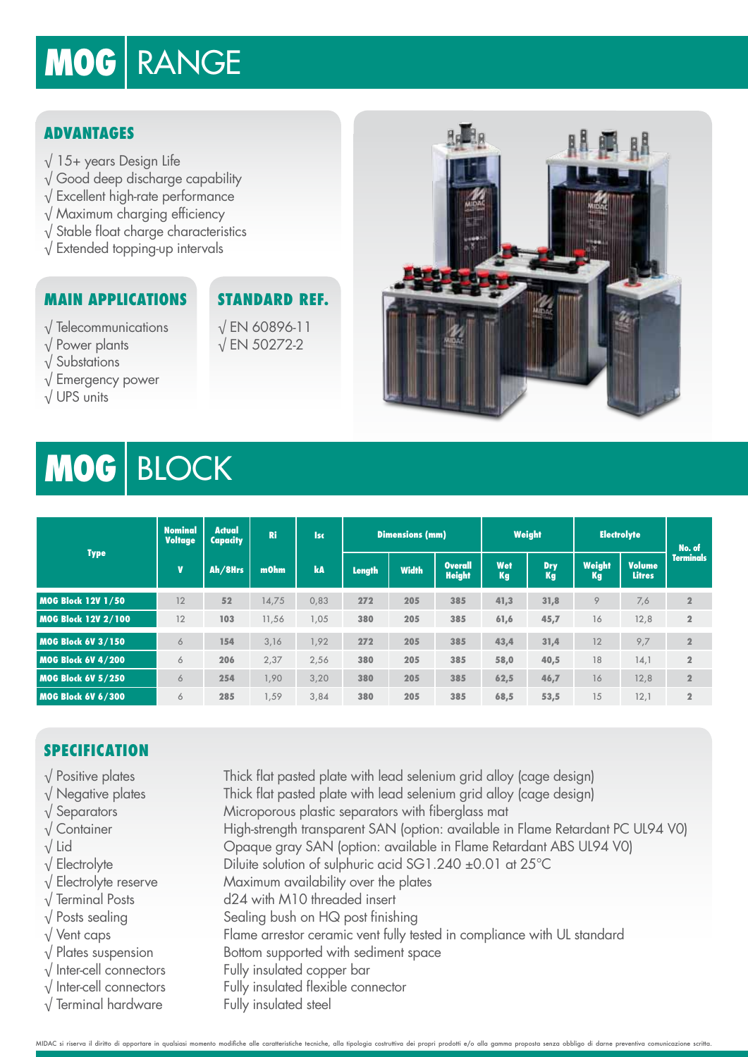# MOG | RANGE

## ADVANTAGES

- √ 15+ years Design Life
- √ Good deep discharge capability
- √ Excellent high-rate performance
- √ Maximum charging efficiency
- √ Stable float charge characteristics
- √ Extended topping-up intervals

## MAIN APPLICATIONS

- √ Telecommunications
- √ Power plants
- √ Substations
- √ Emergency power
- √ UPS units

## STANDARD REF.

- √ EN 60896-11
- √ EN 50272-2

# MOG | BLOCK

| Type | Nominal Voltage | Actual Capacity | Ri | Isc | Dimensions (mm) | | | Weight | | Electrolyte | | No. of Terminals |
|---|---|---|---|---|---|---|---|---|---|---|---|---|
| | V | Ah/8Hrs | mOhm | kA | Length | Width | Overall Height | Wet Kg | Dry Kg | Weight Kg | Volume Litres | |
| MOG Block 12V 1/50 | 12 | 52 | 14,75 | 0,83 | 272 | 205 | 385 | 41,3 | 31,8 | 9 | 7,6 | 2 |
| MOG Block 12V 2/100 | 12 | 103 | 11,56 | 1,05 | 380 | 205 | 385 | 61,6 | 45,7 | 16 | 12,8 | 2 |
| MOG Block 6V 3/150 | 6 | 154 | 3,16 | 1,92 | 272 | 205 | 385 | 43,4 | 31,4 | 12 | 9,7 | 2 |
| MOG Block 6V 4/200 | 6 | 206 | 2,37 | 2,56 | 380 | 205 | 385 | 58,0 | 40,5 | 18 | 14,1 | 2 |
| MOG Block 6V 5/250 | 6 | 254 | 1,90 | 3,20 | 380 | 205 | 385 | 62,5 | 46,7 | 16 | 12,8 | 2 |
| MOG Block 6V 6/300 | 6 | 285 | 1,59 | 3,84 | 380 | 205 | 385 | 68,5 | 53,5 | 15 | 12,1 | 2 |

## SPECIFICATION

- √ Positive plates — Thick flat pasted plate with lead selenium grid alloy (cage design)
- √ Negative plates — Thick flat pasted plate with lead selenium grid alloy (cage design)
- √ Separators — Microporous plastic separators with fiberglass mat
- √ Container — High-strength transparent SAN (option: available in Flame Retardant PC UL94 V0)
- √ Lid — Opaque gray SAN (option: available in Flame Retardant ABS UL94 V0)
- √ Electrolyte — Diluite solution of sulphuric acid SG1.240 ±0.01 at 25°C
- √ Electrolyte reserve — Maximum availability over the plates
- √ Terminal Posts — d24 with M10 threaded insert
- √ Posts sealing — Sealing bush on HQ post finishing
- √ Vent caps — Flame arrestor ceramic vent fully tested in compliance with UL standard
- √ Plates suspension — Bottom supported with sediment space
- √ Inter-cell connectors — Fully insulated copper bar
- √ Inter-cell connectors — Fully insulated flexible connector
- √ Terminal hardware — Fully insulated steel

MIDAC si riserva il diritto di apportare in qualsiasi momento modifiche alle caratteristiche tecniche, alla tipologia costruttiva dei propri prodotti e/o alla gamma proposta senza obbligo di darne preventiva comunicazione scritta.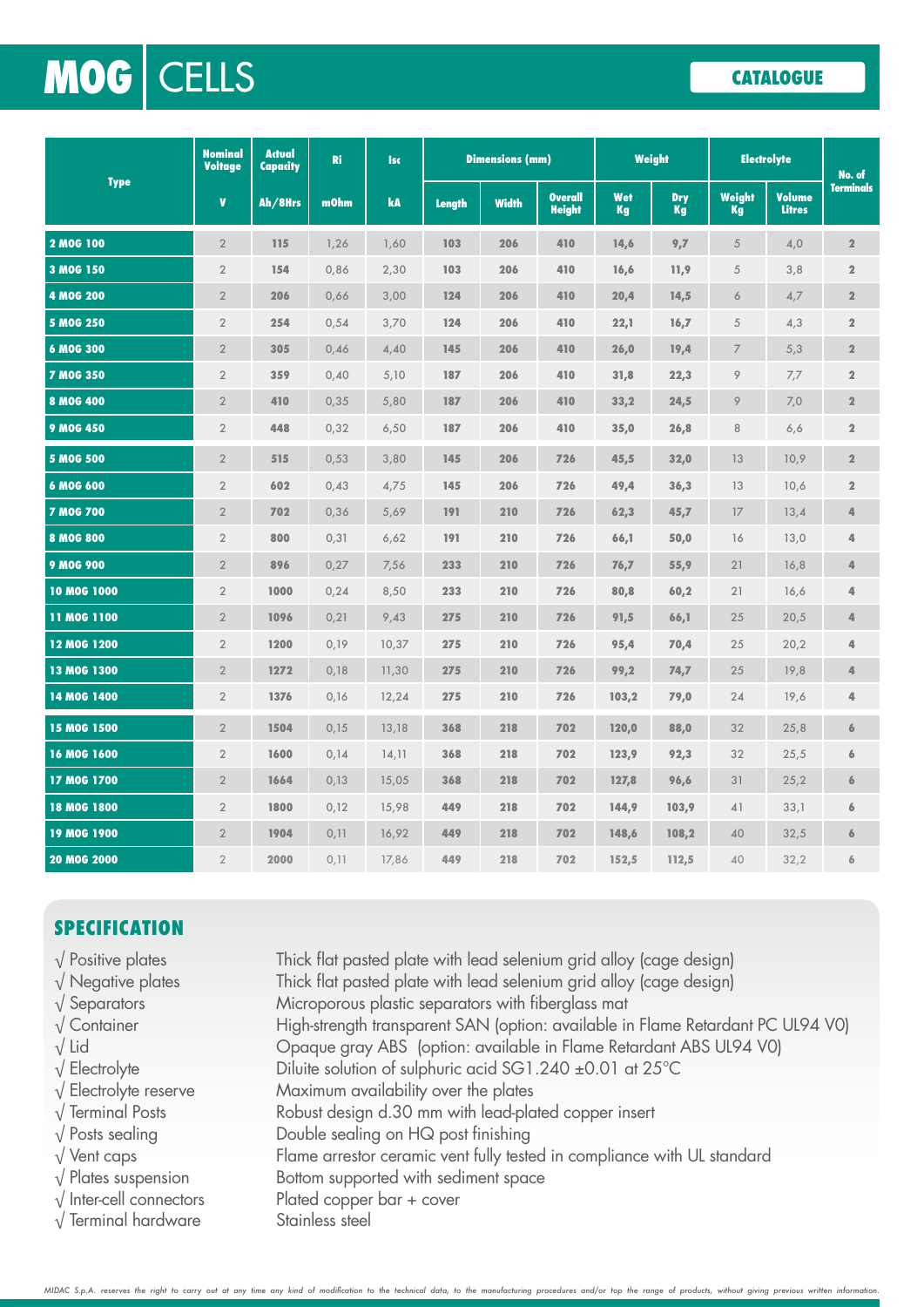# MOG CELLS

CATALOGUE

| Type | Nominal Voltage | Actual Capacity | Ri | Isc | Dimensions (mm) | | | Weight | | Electrolyte | | No. of Terminals |
|---|---|---|---|---|---|---|---|---|---|---|---|---|
| | V | Ah/8Hrs | mOhm | kA | Length | Width | Overall Height | Wet Kg | Dry Kg | Weight Kg | Volume Litres | |
| 2 MOG 100 | 2 | 115 | 1,26 | 1,60 | 103 | 206 | 410 | 14,6 | 9,7 | 5 | 4,0 | 2 |
| 3 MOG 150 | 2 | 154 | 0,86 | 2,30 | 103 | 206 | 410 | 16,6 | 11,9 | 5 | 3,8 | 2 |
| 4 MOG 200 | 2 | 206 | 0,66 | 3,00 | 124 | 206 | 410 | 20,4 | 14,5 | 6 | 4,7 | 2 |
| 5 MOG 250 | 2 | 254 | 0,54 | 3,70 | 124 | 206 | 410 | 22,1 | 16,7 | 5 | 4,3 | 2 |
| 6 MOG 300 | 2 | 305 | 0,46 | 4,40 | 145 | 206 | 410 | 26,0 | 19,4 | 7 | 5,3 | 2 |
| 7 MOG 350 | 2 | 359 | 0,40 | 5,10 | 187 | 206 | 410 | 31,8 | 22,3 | 9 | 7,7 | 2 |
| 8 MOG 400 | 2 | 410 | 0,35 | 5,80 | 187 | 206 | 410 | 33,2 | 24,5 | 9 | 7,0 | 2 |
| 9 MOG 450 | 2 | 448 | 0,32 | 6,50 | 187 | 206 | 410 | 35,0 | 26,8 | 8 | 6,6 | 2 |
| 5 MOG 500 | 2 | 515 | 0,53 | 3,80 | 145 | 206 | 726 | 45,5 | 32,0 | 13 | 10,9 | 2 |
| 6 MOG 600 | 2 | 602 | 0,43 | 4,75 | 145 | 206 | 726 | 49,4 | 36,3 | 13 | 10,6 | 2 |
| 7 MOG 700 | 2 | 702 | 0,36 | 5,69 | 191 | 210 | 726 | 62,3 | 45,7 | 17 | 13,4 | 4 |
| 8 MOG 800 | 2 | 800 | 0,31 | 6,62 | 191 | 210 | 726 | 66,1 | 50,0 | 16 | 13,0 | 4 |
| 9 MOG 900 | 2 | 896 | 0,27 | 7,56 | 233 | 210 | 726 | 76,7 | 55,9 | 21 | 16,8 | 4 |
| 10 MOG 1000 | 2 | 1000 | 0,24 | 8,50 | 233 | 210 | 726 | 80,8 | 60,2 | 21 | 16,6 | 4 |
| 11 MOG 1100 | 2 | 1096 | 0,21 | 9,43 | 275 | 210 | 726 | 91,5 | 66,1 | 25 | 20,5 | 4 |
| 12 MOG 1200 | 2 | 1200 | 0,19 | 10,37 | 275 | 210 | 726 | 95,4 | 70,4 | 25 | 20,2 | 4 |
| 13 MOG 1300 | 2 | 1272 | 0,18 | 11,30 | 275 | 210 | 726 | 99,2 | 74,7 | 25 | 19,8 | 4 |
| 14 MOG 1400 | 2 | 1376 | 0,16 | 12,24 | 275 | 210 | 726 | 103,2 | 79,0 | 24 | 19,6 | 4 |
| 15 MOG 1500 | 2 | 1504 | 0,15 | 13,18 | 368 | 218 | 702 | 120,0 | 88,0 | 32 | 25,8 | 6 |
| 16 MOG 1600 | 2 | 1600 | 0,14 | 14,11 | 368 | 218 | 702 | 123,9 | 92,3 | 32 | 25,5 | 6 |
| 17 MOG 1700 | 2 | 1664 | 0,13 | 15,05 | 368 | 218 | 702 | 127,8 | 96,6 | 31 | 25,2 | 6 |
| 18 MOG 1800 | 2 | 1800 | 0,12 | 15,98 | 449 | 218 | 702 | 144,9 | 103,9 | 41 | 33,1 | 6 |
| 19 MOG 1900 | 2 | 1904 | 0,11 | 16,92 | 449 | 218 | 702 | 148,6 | 108,2 | 40 | 32,5 | 6 |
| 20 MOG 2000 | 2 | 2000 | 0,11 | 17,86 | 449 | 218 | 702 | 152,5 | 112,5 | 40 | 32,2 | 6 |

## SPECIFICATION

- √ Positive plates — Thick flat pasted plate with lead selenium grid alloy (cage design)
- √ Negative plates — Thick flat pasted plate with lead selenium grid alloy (cage design)
- √ Separators — Microporous plastic separators with fiberglass mat
- √ Container — High-strength transparent SAN (option: available in Flame Retardant PC UL94 V0)
- √ Lid — Opaque gray ABS (option: available in Flame Retardant ABS UL94 V0)
- √ Electrolyte — Diluite solution of sulphuric acid SG1.240 ±0.01 at 25°C
- √ Electrolyte reserve — Maximum availability over the plates
- √ Terminal Posts — Robust design d.30 mm with lead-plated copper insert
- √ Posts sealing — Double sealing on HQ post finishing
- √ Vent caps — Flame arrestor ceramic vent fully tested in compliance with UL standard
- √ Plates suspension — Bottom supported with sediment space
- √ Inter-cell connectors — Plated copper bar + cover
- √ Terminal hardware — Stainless steel

*MIDAC S.p.A. reserves the right to carry out at any time any kind of modification to the technical data, to the manufacturing procedures and/or top the range of products, without giving previous written information.*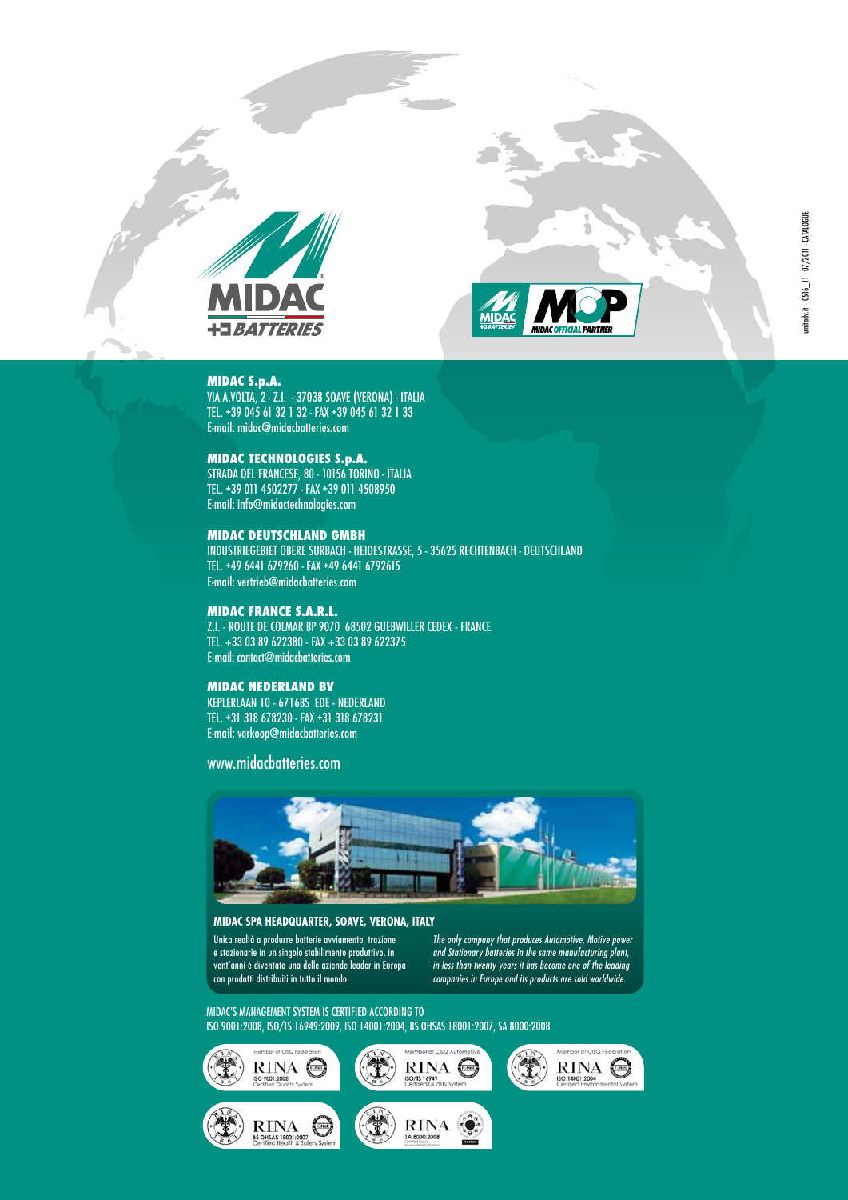MIDAC
BATTERIES

MIDAC OFFICIAL PARTNER

**MIDAC S.p.A.**
VIA A.VOLTA, 2 - Z.I. - 37038 SOAVE (VERONA) - ITALIA
TEL. +39 045 61 32 1 32 - FAX +39 045 61 32 1 33
E-mail: midac@midacbatteries.com

**MIDAC TECHNOLOGIES S.p.A.**
STRADA DEL FRANCESE, 80 - 10156 TORINO - ITALIA
TEL. +39 011 4502277 - FAX +39 011 4508950
E-mail: info@midactechnologies.com

**MIDAC DEUTSCHLAND GMBH**
INDUSTRIEGEBIET OBERE SURBACH - HEIDESTRASSE, 5 - 35625 RECHTENBACH - DEUTSCHLAND
TEL. +49 6441 679260 - FAX +49 6441 6792615
E-mail: vertrieb@midacbatteries.com

**MIDAC FRANCE S.A.R.L.**
Z.I. - ROUTE DE COLMAR BP 9070 68502 GUEBWILLER CEDEX - FRANCE
TEL. +33 03 89 622380 - FAX +33 03 89 622375
E-mail: contact@midacbatteries.com

**MIDAC NEDERLAND BV**
KEPLERLAAN 10 - 6716BS EDE - NEDERLAND
TEL. +31 318 678230 - FAX +31 318 678231
E-mail: verkoop@midacbatteries.com

www.midacbatteries.com

**MIDAC SPA HEADQUARTER, SOAVE, VERONA, ITALY**

Unica realtà a produrre batterie avviamento, trazione e stazionarie in un singolo stabilimento produttivo, in vent'anni è diventata una delle aziende leader in Europa con prodotti distribuiti in tutto il mondo.

*The only company that produces Automotive, Motive power and Stationary batteries in the same manufacturing plant, in less than twenty years it has become one of the leading companies in Europe and its products are sold worldwide.*

MIDAC'S MANAGEMENT SYSTEM IS CERTIFIED ACCORDING TO
ISO 9001:2008, ISO/TS 16949:2009, ISO 14001:2004, BS OHSAS 18001:2007, SA 8000:2008

Member of CISQ Federation
RINA
ISO 9001:2008
Certified Quality System

Member of CISQ Automotive
RINA
ISO/TS 16949
Certified Quality System

Member of CISQ Federation
RINA
ISO 14001:2004
Certified Environmental System

RINA
BS OHSAS 18001:2007
Certified Health & Safety System

RINA
SA 8000:2008
Certified Social Accountability System

unitadv.it - 0516_11 07/2011 - CATALOGUE